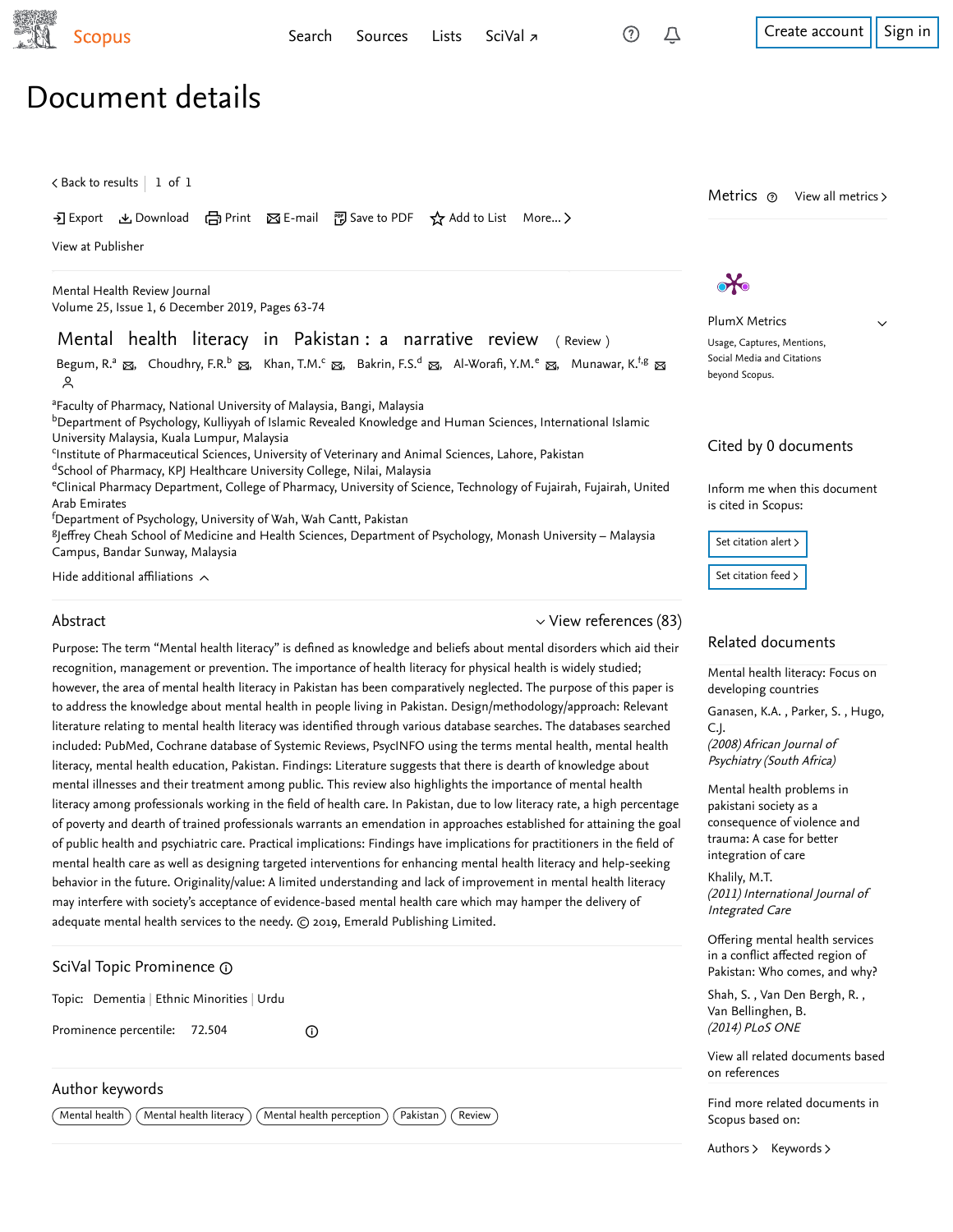# Document details

Mental Health Review Journal
Volume 25, Issue 1, 6 December 2019, Pages 63-74

## Mental health literacy in Pakistan: a narrative review (Review)

Begum, R.[a], Choudhry, F.R.[b], Khan, T.M.[c], Bakrin, F.S.[d], Al-Worafi, Y.M.[e], Munawar, K.[f,g]

[a]Faculty of Pharmacy, National University of Malaysia, Bangi, Malaysia
[b]Department of Psychology, Kulliyyah of Islamic Revealed Knowledge and Human Sciences, International Islamic University Malaysia, Kuala Lumpur, Malaysia
[c]Institute of Pharmaceutical Sciences, University of Veterinary and Animal Sciences, Lahore, Pakistan
[d]School of Pharmacy, KPJ Healthcare University College, Nilai, Malaysia
[e]Clinical Pharmacy Department, College of Pharmacy, University of Science, Technology of Fujairah, Fujairah, United Arab Emirates
[f]Department of Psychology, University of Wah, Wah Cantt, Pakistan
[g]Jeffrey Cheah School of Medicine and Health Sciences, Department of Psychology, Monash University – Malaysia Campus, Bandar Sunway, Malaysia

### Abstract

Purpose: The term "Mental health literacy" is defined as knowledge and beliefs about mental disorders which aid their recognition, management or prevention. The importance of health literacy for physical health is widely studied; however, the area of mental health literacy in Pakistan has been comparatively neglected. The purpose of this paper is to address the knowledge about mental health in people living in Pakistan. Design/methodology/approach: Relevant literature relating to mental health literacy was identified through various database searches. The databases searched included: PubMed, Cochrane database of Systemic Reviews, PsycINFO using the terms mental health, mental health literacy, mental health education, Pakistan. Findings: Literature suggests that there is dearth of knowledge about mental illnesses and their treatment among public. This review also highlights the importance of mental health literacy among professionals working in the field of health care. In Pakistan, due to low literacy rate, a high percentage of poverty and dearth of trained professionals warrants an emendation in approaches established for attaining the goal of public health and psychiatric care. Practical implications: Findings have implications for practitioners in the field of mental health care as well as designing targeted interventions for enhancing mental health literacy and help-seeking behavior in the future. Originality/value: A limited understanding and lack of improvement in mental health literacy may interfere with society's acceptance of evidence-based mental health care which may hamper the delivery of adequate mental health services to the needy. © 2019, Emerald Publishing Limited.

### SciVal Topic Prominence

Topic: Dementia | Ethnic Minorities | Urdu

Prominence percentile: 72.504

### Author keywords

Mental health | Mental health literacy | Mental health perception | Pakistan | Review

### Cited by 0 documents

### Related documents

Mental health literacy: Focus on developing countries
Ganasen, K.A., Parker, S., Hugo, C.J.
*(2008) African Journal of Psychiatry (South Africa)*

Mental health problems in pakistani society as a consequence of violence and trauma: A case for better integration of care
Khalily, M.T.
*(2011) International Journal of Integrated Care*

Offering mental health services in a conflict affected region of Pakistan: Who comes, and why?
Shah, S., Van Den Bergh, R., Van Bellinghen, B.
*(2014) PLoS ONE*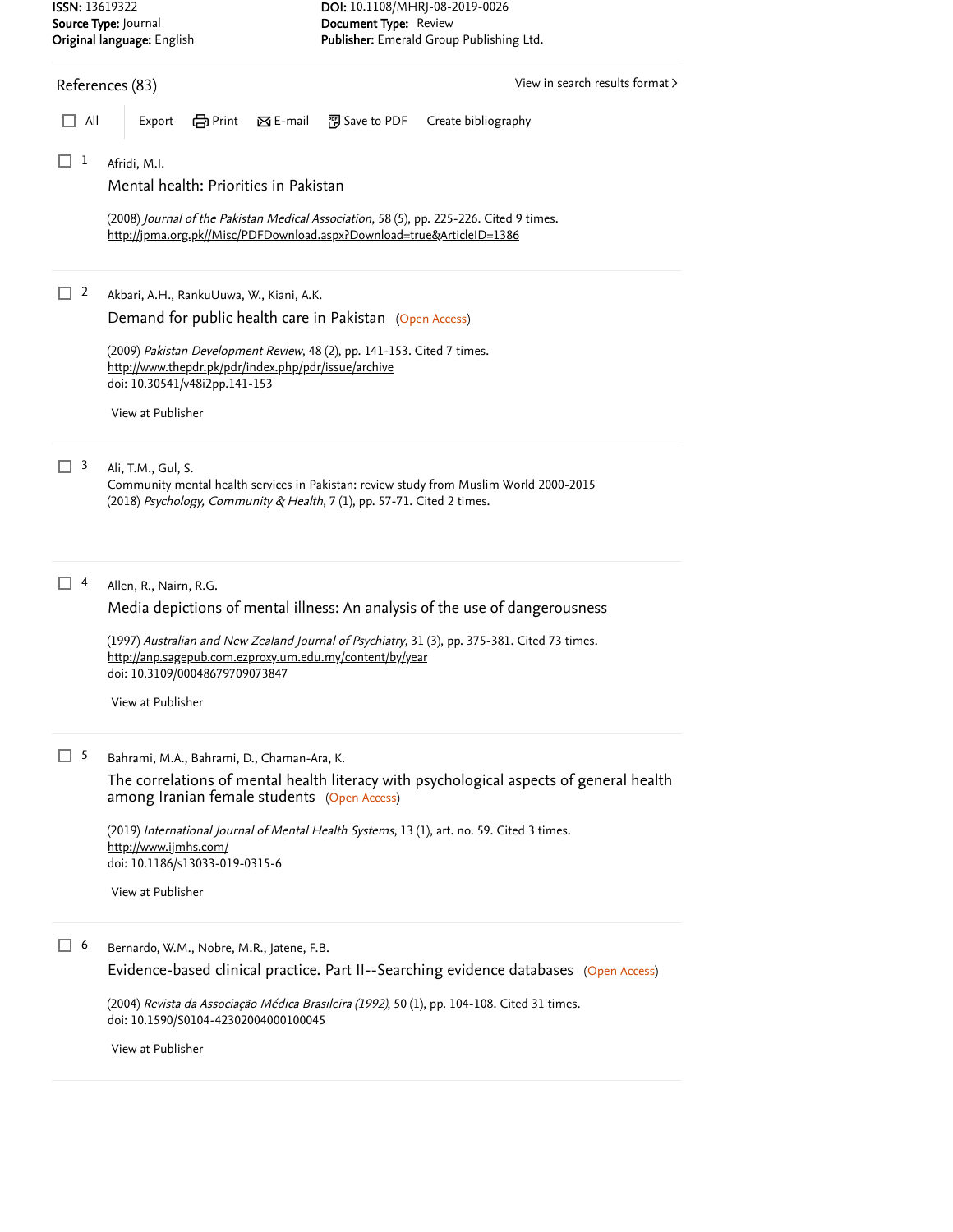**ISSN:** 13619322
**Source Type:** Journal
**Original language:** English

**DOI:** 10.1108/MHRJ-08-2019-0026
**Document Type:** Review
**Publisher:** Emerald Group Publishing Ltd.

## References (83)

View in search results format >

All | Export | Print | E-mail | Save to PDF | Create bibliography

1. Afridi, M.I.
   Mental health: Priorities in Pakistan
   (2008) *Journal of the Pakistan Medical Association*, 58 (5), pp. 225-226. Cited 9 times.
   http://jpma.org.pk//Misc/PDFDownload.aspx?Download=true&ArticleID=1386

2. Akbari, A.H., RankuUuwa, W., Kiani, A.K.
   Demand for public health care in Pakistan (Open Access)
   (2009) *Pakistan Development Review*, 48 (2), pp. 141-153. Cited 7 times.
   http://www.thepdr.pk/pdr/index.php/pdr/issue/archive
   doi: 10.30541/v48i2pp.141-153
   View at Publisher

3. Ali, T.M., Gul, S.
   Community mental health services in Pakistan: review study from Muslim World 2000-2015
   (2018) *Psychology, Community & Health*, 7 (1), pp. 57-71. Cited 2 times.

4. Allen, R., Nairn, R.G.
   Media depictions of mental illness: An analysis of the use of dangerousness
   (1997) *Australian and New Zealand Journal of Psychiatry*, 31 (3), pp. 375-381. Cited 73 times.
   http://anp.sagepub.com.ezproxy.um.edu.my/content/by/year
   doi: 10.3109/00048679709073847
   View at Publisher

5. Bahrami, M.A., Bahrami, D., Chaman-Ara, K.
   The correlations of mental health literacy with psychological aspects of general health among Iranian female students (Open Access)
   (2019) *International Journal of Mental Health Systems*, 13 (1), art. no. 59. Cited 3 times.
   http://www.ijmhs.com/
   doi: 10.1186/s13033-019-0315-6
   View at Publisher

6. Bernardo, W.M., Nobre, M.R., Jatene, F.B.
   Evidence-based clinical practice. Part II--Searching evidence databases (Open Access)
   (2004) *Revista da Associação Médica Brasileira (1992)*, 50 (1), pp. 104-108. Cited 31 times.
   doi: 10.1590/S0104-42302004000100045
   View at Publisher